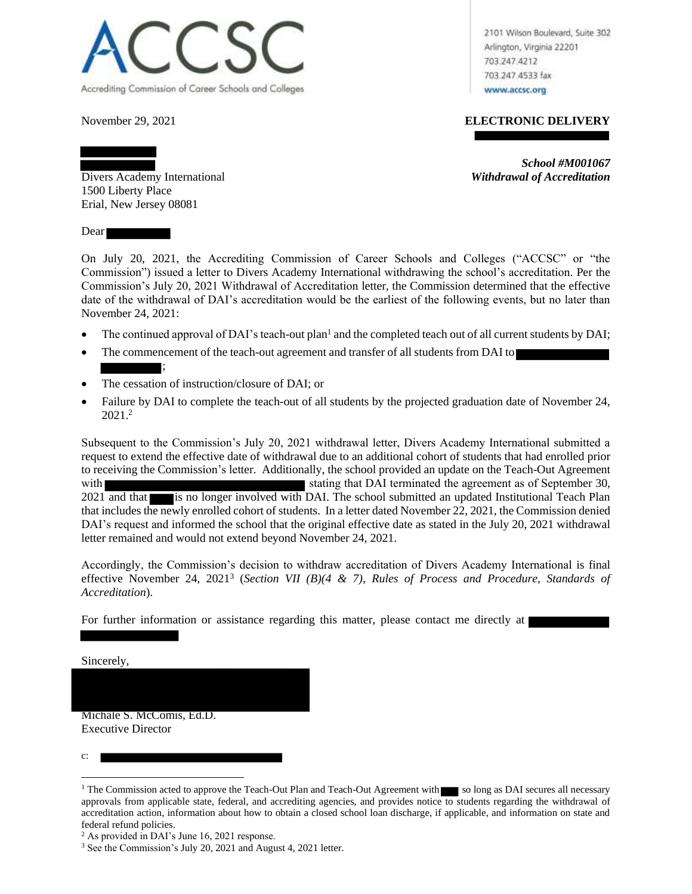**ACCSC**

Accrediting Commission of Career Schools and Colleges

2101 Wilson Boulevard, Suite 302
Arlington, Virginia 22201
703.247.4212
703.247.4533 fax
www.accsc.org

November 29, 2021

**ELECTRONIC DELIVERY**

Divers Academy International
1500 Liberty Place
Erial, New Jersey 08081

***School #M001067***
***Withdrawal of Accreditation***

Dear

On July 20, 2021, the Accrediting Commission of Career Schools and Colleges ("ACCSC" or "the Commission") issued a letter to Divers Academy International withdrawing the school's accreditation. Per the Commission's July 20, 2021 Withdrawal of Accreditation letter, the Commission determined that the effective date of the withdrawal of DAI's accreditation would be the earliest of the following events, but no later than November 24, 2021:

- The continued approval of DAI's teach-out plan[1] and the completed teach out of all current students by DAI;
- The commencement of the teach-out agreement and transfer of all students from DAI to ;
- The cessation of instruction/closure of DAI; or
- Failure by DAI to complete the teach-out of all students by the projected graduation date of November 24, 2021.[2]

Subsequent to the Commission's July 20, 2021 withdrawal letter, Divers Academy International submitted a request to extend the effective date of withdrawal due to an additional cohort of students that had enrolled prior to receiving the Commission's letter. Additionally, the school provided an update on the Teach-Out Agreement with  stating that DAI terminated the agreement as of September 30, 2021 and that  is no longer involved with DAI. The school submitted an updated Institutional Teach Plan that includes the newly enrolled cohort of students. In a letter dated November 22, 2021, the Commission denied DAI's request and informed the school that the original effective date as stated in the July 20, 2021 withdrawal letter remained and would not extend beyond November 24, 2021.

Accordingly, the Commission's decision to withdraw accreditation of Divers Academy International is final effective November 24, 2021[3] (*Section VII (B)(4 & 7), Rules of Process and Procedure, Standards of Accreditation*).

For further information or assistance regarding this matter, please contact me directly at

Sincerely,

Michale S. McComis, Ed.D.
Executive Director

c:

---

[1] The Commission acted to approve the Teach-Out Plan and Teach-Out Agreement with  so long as DAI secures all necessary approvals from applicable state, federal, and accrediting agencies, and provides notice to students regarding the withdrawal of accreditation action, information about how to obtain a closed school loan discharge, if applicable, and information on state and federal refund policies.

[2] As provided in DAI's June 16, 2021 response.

[3] See the Commission's July 20, 2021 and August 4, 2021 letter.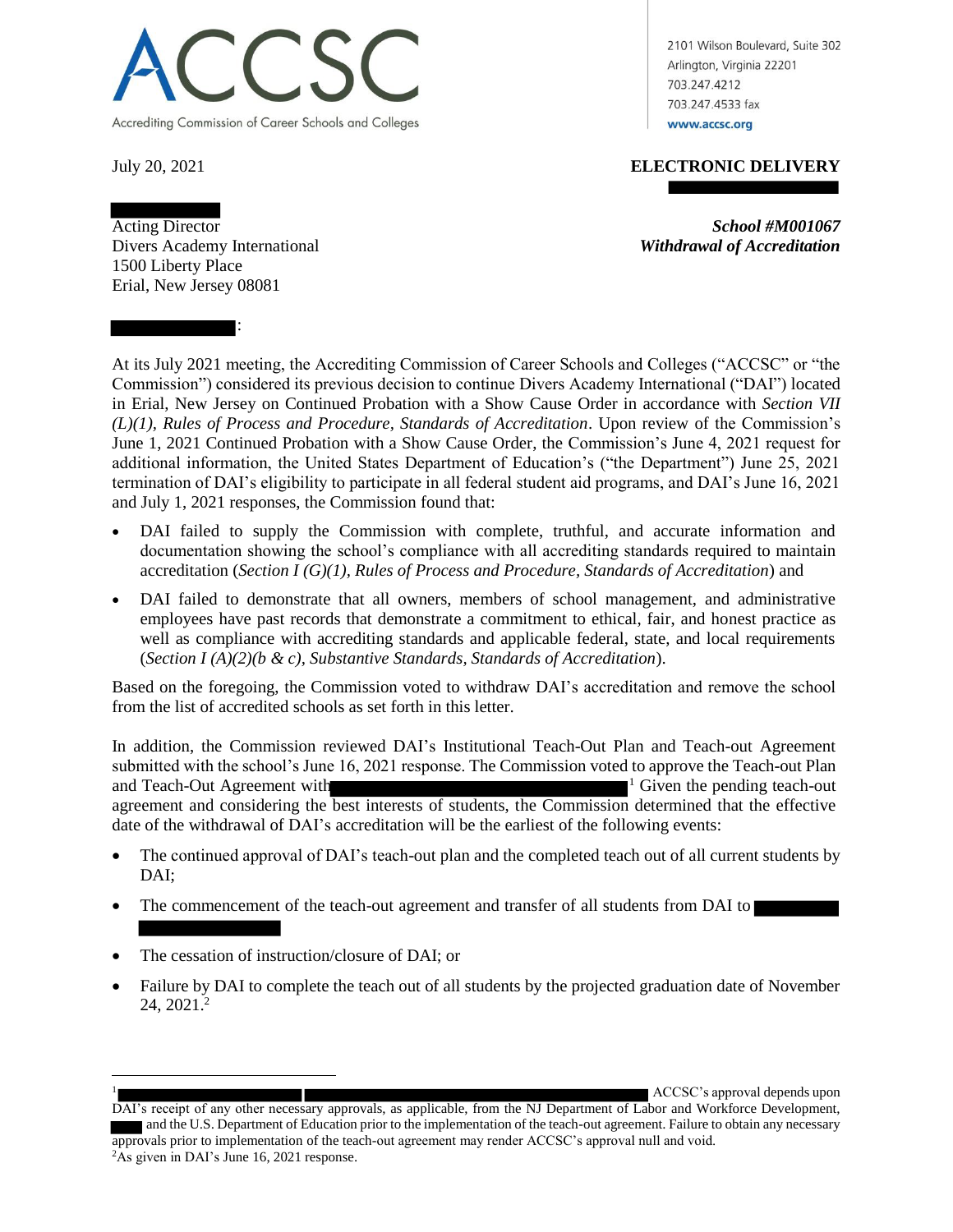ACCSC

Accrediting Commission of Career Schools and Colleges

2101 Wilson Boulevard, Suite 302
Arlington, Virginia 22201
703.247.4212
703.247.4533 fax
www.accsc.org

July 20, 2021

**ELECTRONIC DELIVERY**

Acting Director
Divers Academy International
1500 Liberty Place
Erial, New Jersey 08081

***School #M001067***
***Withdrawal of Accreditation***

:

At its July 2021 meeting, the Accrediting Commission of Career Schools and Colleges ("ACCSC" or "the Commission") considered its previous decision to continue Divers Academy International ("DAI") located in Erial, New Jersey on Continued Probation with a Show Cause Order in accordance with *Section VII (L)(1), Rules of Process and Procedure, Standards of Accreditation*. Upon review of the Commission's June 1, 2021 Continued Probation with a Show Cause Order, the Commission's June 4, 2021 request for additional information, the United States Department of Education's ("the Department") June 25, 2021 termination of DAI's eligibility to participate in all federal student aid programs, and DAI's June 16, 2021 and July 1, 2021 responses, the Commission found that:

- DAI failed to supply the Commission with complete, truthful, and accurate information and documentation showing the school's compliance with all accrediting standards required to maintain accreditation (*Section I (G)(1), Rules of Process and Procedure, Standards of Accreditation*) and
- DAI failed to demonstrate that all owners, members of school management, and administrative employees have past records that demonstrate a commitment to ethical, fair, and honest practice as well as compliance with accrediting standards and applicable federal, state, and local requirements (*Section I (A)(2)(b & c), Substantive Standards, Standards of Accreditation*).

Based on the foregoing, the Commission voted to withdraw DAI's accreditation and remove the school from the list of accredited schools as set forth in this letter.

In addition, the Commission reviewed DAI's Institutional Teach-Out Plan and Teach-out Agreement submitted with the school's June 16, 2021 response. The Commission voted to approve the Teach-out Plan and Teach-Out Agreement with [1] Given the pending teach-out agreement and considering the best interests of students, the Commission determined that the effective date of the withdrawal of DAI's accreditation will be the earliest of the following events:

- The continued approval of DAI's teach-out plan and the completed teach out of all current students by DAI;
- The commencement of the teach-out agreement and transfer of all students from DAI to
- The cessation of instruction/closure of DAI; or
- Failure by DAI to complete the teach out of all students by the projected graduation date of November 24, 2021.[2]

---

[1] ACCSC's approval depends upon DAI's receipt of any other necessary approvals, as applicable, from the NJ Department of Labor and Workforce Development, and the U.S. Department of Education prior to the implementation of the teach-out agreement. Failure to obtain any necessary approvals prior to implementation of the teach-out agreement may render ACCSC's approval null and void.

[2] As given in DAI's June 16, 2021 response.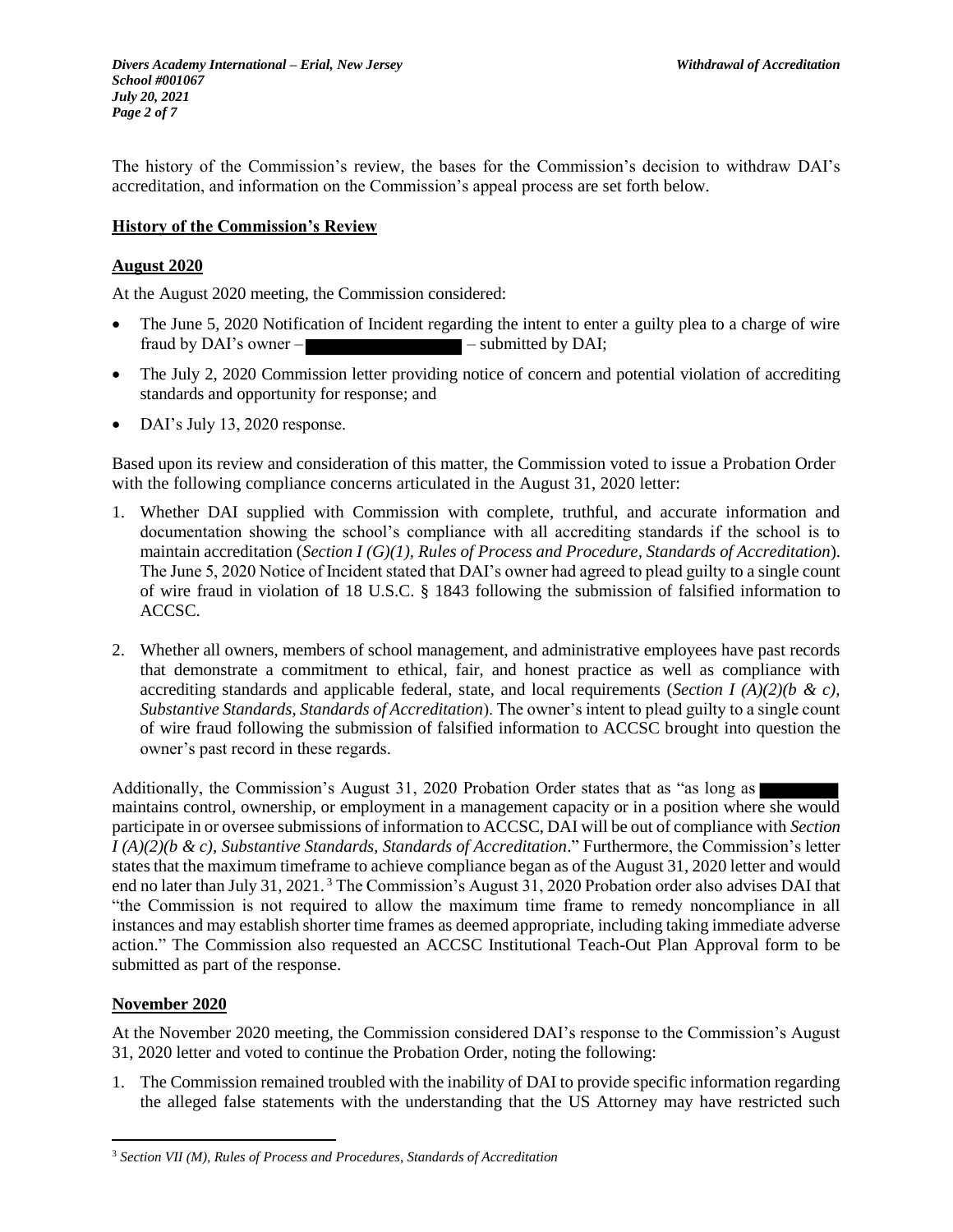The history of the Commission's review, the bases for the Commission's decision to withdraw DAI's accreditation, and information on the Commission's appeal process are set forth below.

**History of the Commission's Review**

**August 2020**

At the August 2020 meeting, the Commission considered:

- The June 5, 2020 Notification of Incident regarding the intent to enter a guilty plea to a charge of wire fraud by DAI's owner – ██████████ – submitted by DAI;
- The July 2, 2020 Commission letter providing notice of concern and potential violation of accrediting standards and opportunity for response; and
- DAI's July 13, 2020 response.

Based upon its review and consideration of this matter, the Commission voted to issue a Probation Order with the following compliance concerns articulated in the August 31, 2020 letter:

1. Whether DAI supplied with Commission with complete, truthful, and accurate information and documentation showing the school's compliance with all accrediting standards if the school is to maintain accreditation (*Section I (G)(1), Rules of Process and Procedure, Standards of Accreditation*). The June 5, 2020 Notice of Incident stated that DAI's owner had agreed to plead guilty to a single count of wire fraud in violation of 18 U.S.C. § 1843 following the submission of falsified information to ACCSC.

2. Whether all owners, members of school management, and administrative employees have past records that demonstrate a commitment to ethical, fair, and honest practice as well as compliance with accrediting standards and applicable federal, state, and local requirements (*Section I (A)(2)(b & c), Substantive Standards, Standards of Accreditation*). The owner's intent to plead guilty to a single count of wire fraud following the submission of falsified information to ACCSC brought into question the owner's past record in these regards.

Additionally, the Commission's August 31, 2020 Probation Order states that as "as long as ██████ maintains control, ownership, or employment in a management capacity or in a position where she would participate in or oversee submissions of information to ACCSC, DAI will be out of compliance with *Section I (A)(2)(b & c), Substantive Standards, Standards of Accreditation*." Furthermore, the Commission's letter states that the maximum timeframe to achieve compliance began as of the August 31, 2020 letter and would end no later than July 31, 2021.[3] The Commission's August 31, 2020 Probation order also advises DAI that "the Commission is not required to allow the maximum time frame to remedy noncompliance in all instances and may establish shorter time frames as deemed appropriate, including taking immediate adverse action." The Commission also requested an ACCSC Institutional Teach-Out Plan Approval form to be submitted as part of the response.

**November 2020**

At the November 2020 meeting, the Commission considered DAI's response to the Commission's August 31, 2020 letter and voted to continue the Probation Order, noting the following:

1. The Commission remained troubled with the inability of DAI to provide specific information regarding the alleged false statements with the understanding that the US Attorney may have restricted such

[3] *Section VII (M), Rules of Process and Procedures, Standards of Accreditation*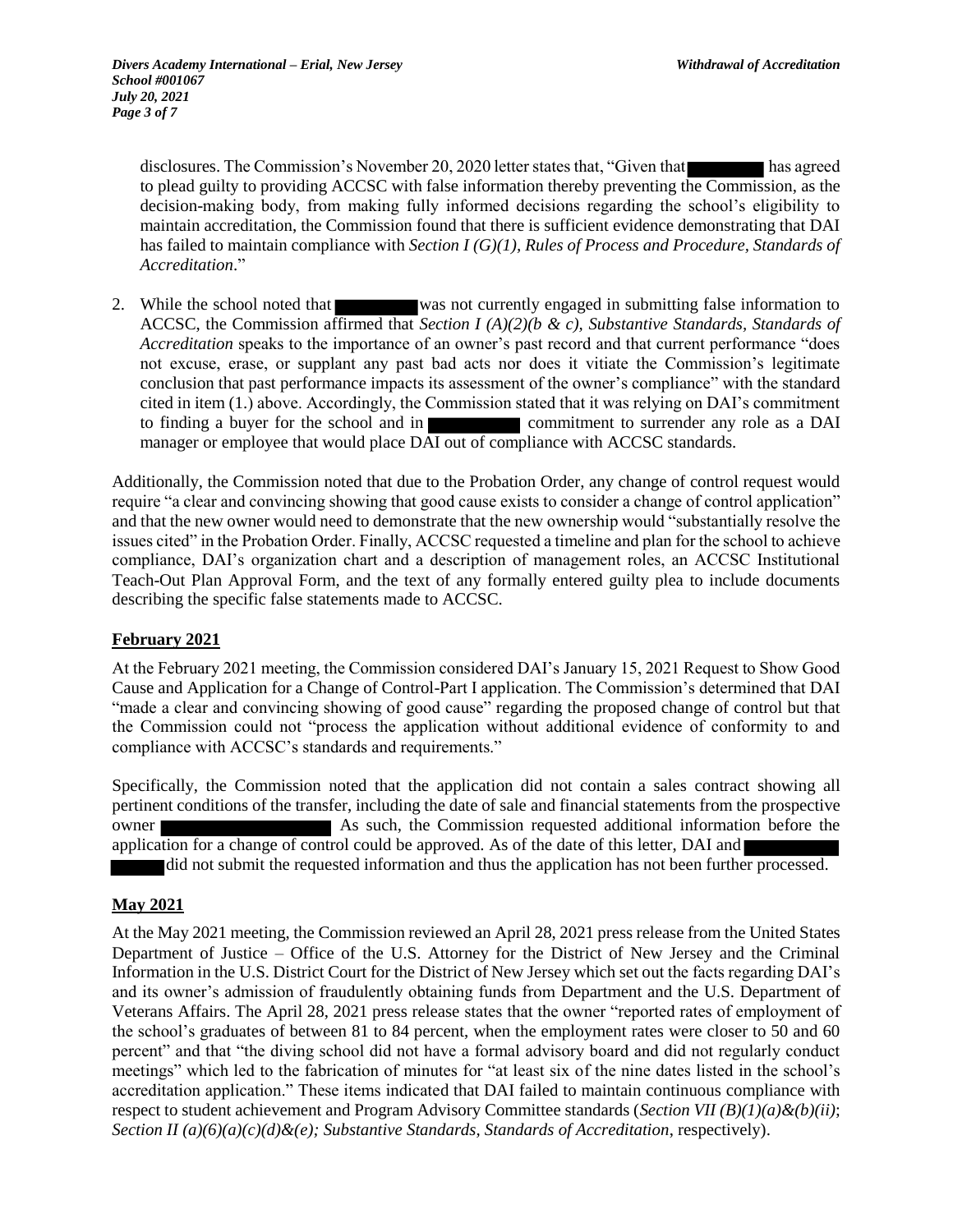disclosures. The Commission's November 20, 2020 letter states that, "Given that [REDACTED] has agreed to plead guilty to providing ACCSC with false information thereby preventing the Commission, as the decision-making body, from making fully informed decisions regarding the school's eligibility to maintain accreditation, the Commission found that there is sufficient evidence demonstrating that DAI has failed to maintain compliance with *Section I (G)(1), Rules of Process and Procedure, Standards of Accreditation*."

2. While the school noted that [REDACTED] was not currently engaged in submitting false information to ACCSC, the Commission affirmed that *Section I (A)(2)(b & c), Substantive Standards, Standards of Accreditation* speaks to the importance of an owner's past record and that current performance "does not excuse, erase, or supplant any past bad acts nor does it vitiate the Commission's legitimate conclusion that past performance impacts its assessment of the owner's compliance" with the standard cited in item (1.) above. Accordingly, the Commission stated that it was relying on DAI's commitment to finding a buyer for the school and in [REDACTED] commitment to surrender any role as a DAI manager or employee that would place DAI out of compliance with ACCSC standards.

Additionally, the Commission noted that due to the Probation Order, any change of control request would require "a clear and convincing showing that good cause exists to consider a change of control application" and that the new owner would need to demonstrate that the new ownership would "substantially resolve the issues cited" in the Probation Order. Finally, ACCSC requested a timeline and plan for the school to achieve compliance, DAI's organization chart and a description of management roles, an ACCSC Institutional Teach-Out Plan Approval Form, and the text of any formally entered guilty plea to include documents describing the specific false statements made to ACCSC.

## February 2021

At the February 2021 meeting, the Commission considered DAI's January 15, 2021 Request to Show Good Cause and Application for a Change of Control-Part I application. The Commission's determined that DAI "made a clear and convincing showing of good cause" regarding the proposed change of control but that the Commission could not "process the application without additional evidence of conformity to and compliance with ACCSC's standards and requirements."

Specifically, the Commission noted that the application did not contain a sales contract showing all pertinent conditions of the transfer, including the date of sale and financial statements from the prospective owner [REDACTED] As such, the Commission requested additional information before the application for a change of control could be approved. As of the date of this letter, DAI and [REDACTED] did not submit the requested information and thus the application has not been further processed.

## May 2021

At the May 2021 meeting, the Commission reviewed an April 28, 2021 press release from the United States Department of Justice – Office of the U.S. Attorney for the District of New Jersey and the Criminal Information in the U.S. District Court for the District of New Jersey which set out the facts regarding DAI's and its owner's admission of fraudulently obtaining funds from Department and the U.S. Department of Veterans Affairs. The April 28, 2021 press release states that the owner "reported rates of employment of the school's graduates of between 81 to 84 percent, when the employment rates were closer to 50 and 60 percent" and that "the diving school did not have a formal advisory board and did not regularly conduct meetings" which led to the fabrication of minutes for "at least six of the nine dates listed in the school's accreditation application." These items indicated that DAI failed to maintain continuous compliance with respect to student achievement and Program Advisory Committee standards (*Section VII (B)(1)(a)&(b)(ii)*; *Section II (a)(6)(a)(c)(d)&(e); Substantive Standards, Standards of Accreditation*, respectively).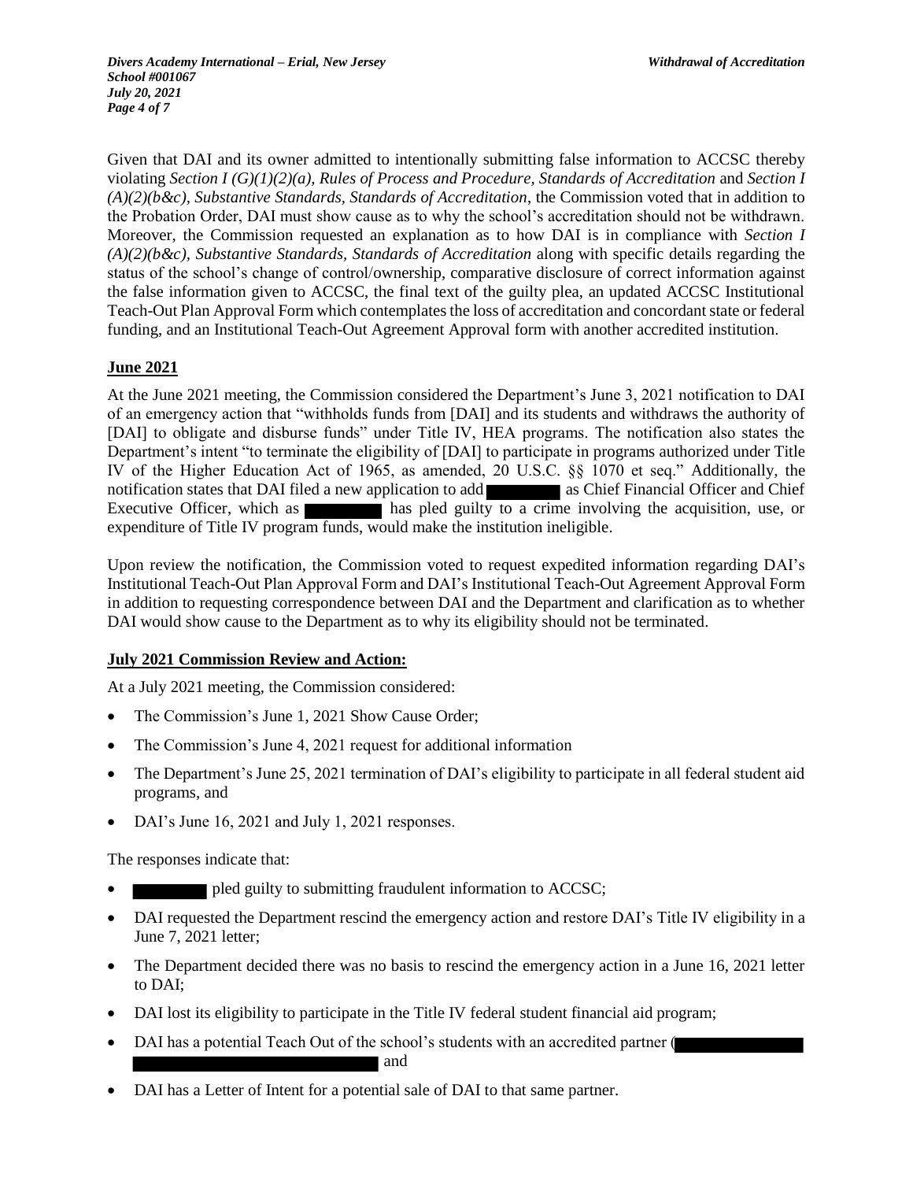Given that DAI and its owner admitted to intentionally submitting false information to ACCSC thereby violating *Section I (G)(1)(2)(a), Rules of Process and Procedure, Standards of Accreditation* and *Section I (A)(2)(b&c), Substantive Standards, Standards of Accreditation*, the Commission voted that in addition to the Probation Order, DAI must show cause as to why the school's accreditation should not be withdrawn. Moreover, the Commission requested an explanation as to how DAI is in compliance with *Section I (A)(2)(b&c), Substantive Standards, Standards of Accreditation* along with specific details regarding the status of the school's change of control/ownership, comparative disclosure of correct information against the false information given to ACCSC, the final text of the guilty plea, an updated ACCSC Institutional Teach-Out Plan Approval Form which contemplates the loss of accreditation and concordant state or federal funding, and an Institutional Teach-Out Agreement Approval form with another accredited institution.

## June 2021

At the June 2021 meeting, the Commission considered the Department's June 3, 2021 notification to DAI of an emergency action that "withholds funds from [DAI] and its students and withdraws the authority of [DAI] to obligate and disburse funds" under Title IV, HEA programs. The notification also states the Department's intent "to terminate the eligibility of [DAI] to participate in programs authorized under Title IV of the Higher Education Act of 1965, as amended, 20 U.S.C. §§ 1070 et seq." Additionally, the notification states that DAI filed a new application to add [REDACTED] as Chief Financial Officer and Chief Executive Officer, which as [REDACTED] has pled guilty to a crime involving the acquisition, use, or expenditure of Title IV program funds, would make the institution ineligible.

Upon review the notification, the Commission voted to request expedited information regarding DAI's Institutional Teach-Out Plan Approval Form and DAI's Institutional Teach-Out Agreement Approval Form in addition to requesting correspondence between DAI and the Department and clarification as to whether DAI would show cause to the Department as to why its eligibility should not be terminated.

## July 2021 Commission Review and Action:

At a July 2021 meeting, the Commission considered:

- The Commission's June 1, 2021 Show Cause Order;
- The Commission's June 4, 2021 request for additional information
- The Department's June 25, 2021 termination of DAI's eligibility to participate in all federal student aid programs, and
- DAI's June 16, 2021 and July 1, 2021 responses.

The responses indicate that:

- [REDACTED] pled guilty to submitting fraudulent information to ACCSC;
- DAI requested the Department rescind the emergency action and restore DAI's Title IV eligibility in a June 7, 2021 letter;
- The Department decided there was no basis to rescind the emergency action in a June 16, 2021 letter to DAI;
- DAI lost its eligibility to participate in the Title IV federal student financial aid program;
- DAI has a potential Teach Out of the school's students with an accredited partner ([REDACTED] [REDACTED]) and
- DAI has a Letter of Intent for a potential sale of DAI to that same partner.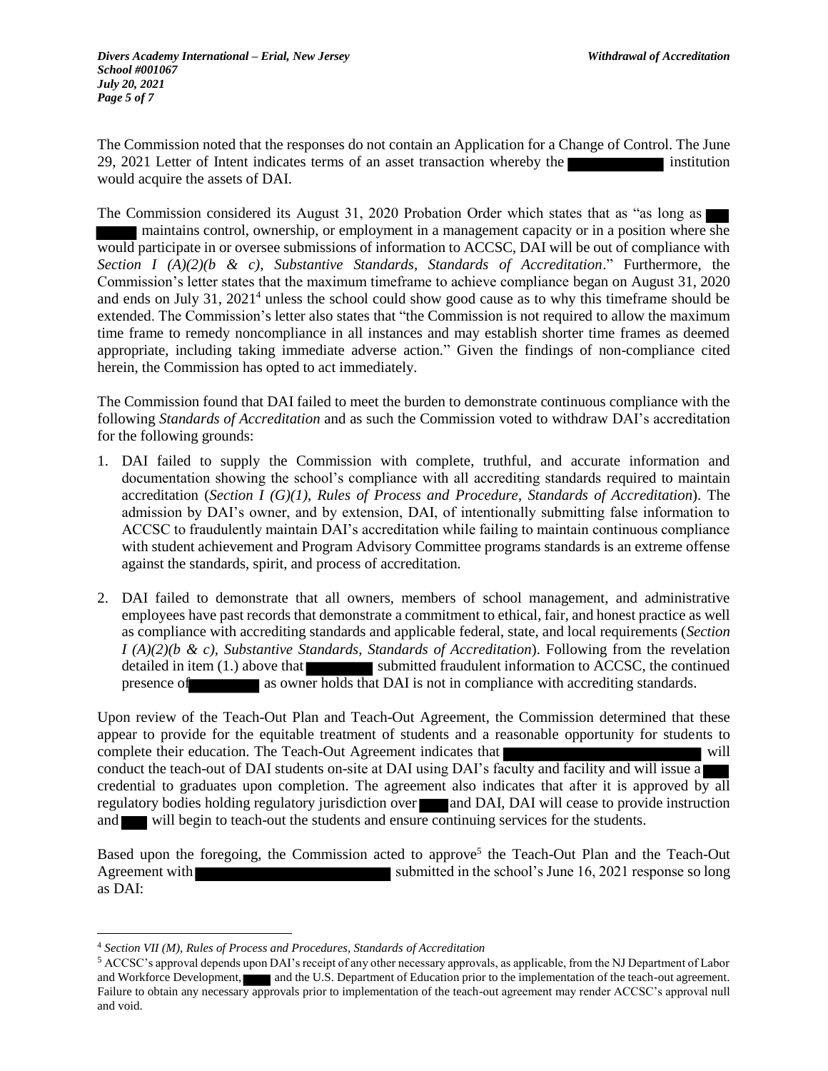The Commission noted that the responses do not contain an Application for a Change of Control. The June 29, 2021 Letter of Intent indicates terms of an asset transaction whereby the ██████████ institution would acquire the assets of DAI.

The Commission considered its August 31, 2020 Probation Order which states that as "as long as ███ █████ maintains control, ownership, or employment in a management capacity or in a position where she would participate in or oversee submissions of information to ACCSC, DAI will be out of compliance with *Section I (A)(2)(b & c), Substantive Standards, Standards of Accreditation*." Furthermore, the Commission's letter states that the maximum timeframe to achieve compliance began on August 31, 2020 and ends on July 31, 2021[4] unless the school could show good cause as to why this timeframe should be extended. The Commission's letter also states that "the Commission is not required to allow the maximum time frame to remedy noncompliance in all instances and may establish shorter time frames as deemed appropriate, including taking immediate adverse action." Given the findings of non-compliance cited herein, the Commission has opted to act immediately.

The Commission found that DAI failed to meet the burden to demonstrate continuous compliance with the following *Standards of Accreditation* and as such the Commission voted to withdraw DAI's accreditation for the following grounds:

1. DAI failed to supply the Commission with complete, truthful, and accurate information and documentation showing the school's compliance with all accrediting standards required to maintain accreditation (*Section I (G)(1), Rules of Process and Procedure, Standards of Accreditation*). The admission by DAI's owner, and by extension, DAI, of intentionally submitting false information to ACCSC to fraudulently maintain DAI's accreditation while failing to maintain continuous compliance with student achievement and Program Advisory Committee programs standards is an extreme offense against the standards, spirit, and process of accreditation.

2. DAI failed to demonstrate that all owners, members of school management, and administrative employees have past records that demonstrate a commitment to ethical, fair, and honest practice as well as compliance with accrediting standards and applicable federal, state, and local requirements (*Section I (A)(2)(b & c), Substantive Standards, Standards of Accreditation*). Following from the revelation detailed in item (1.) above that ████████ submitted fraudulent information to ACCSC, the continued presence of ████████ as owner holds that DAI is not in compliance with accrediting standards.

Upon review of the Teach-Out Plan and Teach-Out Agreement, the Commission determined that these appear to provide for the equitable treatment of students and a reasonable opportunity for students to complete their education. The Teach-Out Agreement indicates that ██████████████████████████ will conduct the teach-out of DAI students on-site at DAI using DAI's faculty and facility and will issue a ███ credential to graduates upon completion. The agreement also indicates that after it is approved by all regulatory bodies holding regulatory jurisdiction over ███ and DAI, DAI will cease to provide instruction and ███ will begin to teach-out the students and ensure continuing services for the students.

Based upon the foregoing, the Commission acted to approve[5] the Teach-Out Plan and the Teach-Out Agreement with ██████████████████████████ submitted in the school's June 16, 2021 response so long as DAI:

---

[4] *Section VII (M), Rules of Process and Procedures, Standards of Accreditation*

[5] ACCSC's approval depends upon DAI's receipt of any other necessary approvals, as applicable, from the NJ Department of Labor and Workforce Development, ███ and the U.S. Department of Education prior to the implementation of the teach-out agreement. Failure to obtain any necessary approvals prior to implementation of the teach-out agreement may render ACCSC's approval null and void.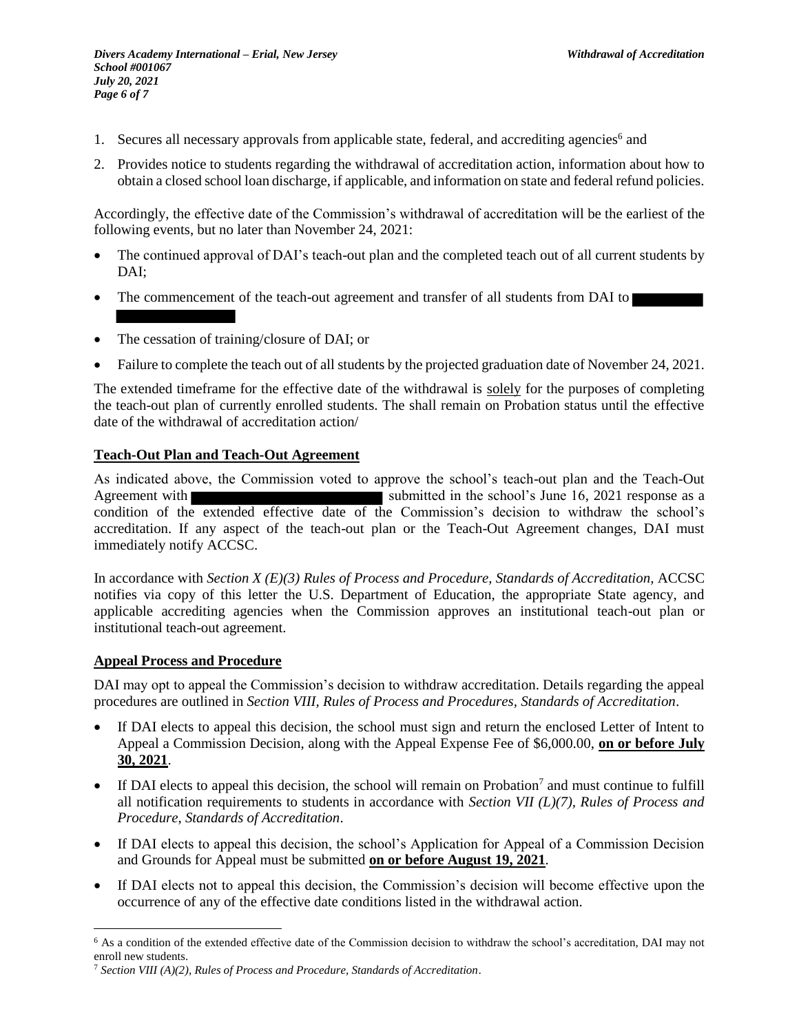1. Secures all necessary approvals from applicable state, federal, and accrediting agencies[6] and
2. Provides notice to students regarding the withdrawal of accreditation action, information about how to obtain a closed school loan discharge, if applicable, and information on state and federal refund policies.

Accordingly, the effective date of the Commission's withdrawal of accreditation will be the earliest of the following events, but no later than November 24, 2021:

- The continued approval of DAI's teach-out plan and the completed teach out of all current students by DAI;
- The commencement of the teach-out agreement and transfer of all students from DAI to [REDACTED]
- The cessation of training/closure of DAI; or
- Failure to complete the teach out of all students by the projected graduation date of November 24, 2021.

The extended timeframe for the effective date of the withdrawal is solely for the purposes of completing the teach-out plan of currently enrolled students. The shall remain on Probation status until the effective date of the withdrawal of accreditation action/

## Teach-Out Plan and Teach-Out Agreement

As indicated above, the Commission voted to approve the school's teach-out plan and the Teach-Out Agreement with [REDACTED] submitted in the school's June 16, 2021 response as a condition of the extended effective date of the Commission's decision to withdraw the school's accreditation. If any aspect of the teach-out plan or the Teach-Out Agreement changes, DAI must immediately notify ACCSC.

In accordance with *Section X (E)(3) Rules of Process and Procedure, Standards of Accreditation,* ACCSC notifies via copy of this letter the U.S. Department of Education, the appropriate State agency, and applicable accrediting agencies when the Commission approves an institutional teach-out plan or institutional teach-out agreement.

## Appeal Process and Procedure

DAI may opt to appeal the Commission's decision to withdraw accreditation. Details regarding the appeal procedures are outlined in *Section VIII, Rules of Process and Procedures, Standards of Accreditation*.

- If DAI elects to appeal this decision, the school must sign and return the enclosed Letter of Intent to Appeal a Commission Decision, along with the Appeal Expense Fee of $6,000.00, **on or before July 30, 2021**.
- If DAI elects to appeal this decision, the school will remain on Probation[7] and must continue to fulfill all notification requirements to students in accordance with *Section VII (L)(7), Rules of Process and Procedure, Standards of Accreditation*.
- If DAI elects to appeal this decision, the school's Application for Appeal of a Commission Decision and Grounds for Appeal must be submitted **on or before August 19, 2021**.
- If DAI elects not to appeal this decision, the Commission's decision will become effective upon the occurrence of any of the effective date conditions listed in the withdrawal action.

---

[6] As a condition of the extended effective date of the Commission decision to withdraw the school's accreditation, DAI may not enroll new students.

[7] *Section VIII (A)(2), Rules of Process and Procedure, Standards of Accreditation*.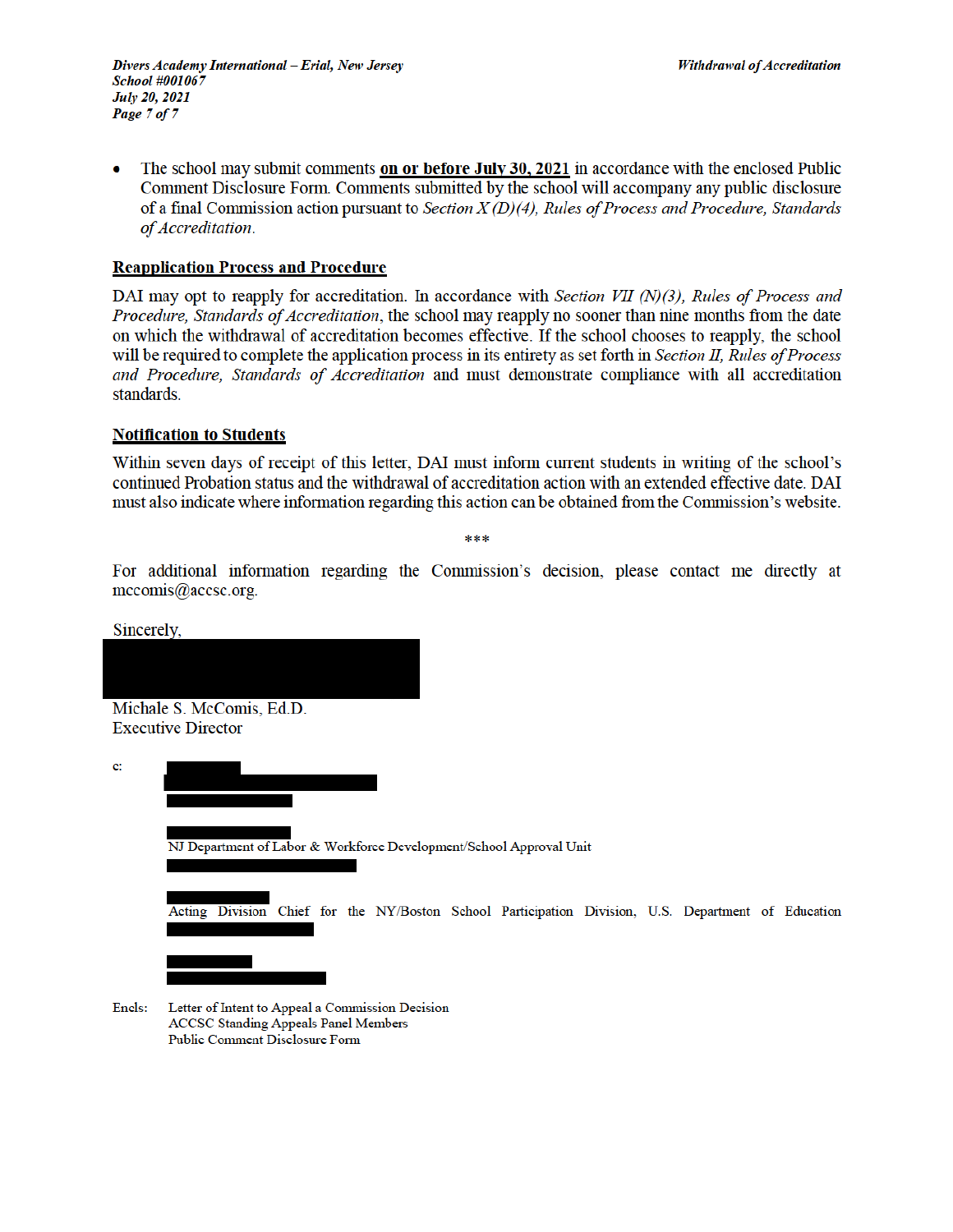- The school may submit comments **on or before July 30, 2021** in accordance with the enclosed Public Comment Disclosure Form. Comments submitted by the school will accompany any public disclosure of a final Commission action pursuant to *Section X (D)(4), Rules of Process and Procedure, Standards of Accreditation*.

**Reapplication Process and Procedure**

DAI may opt to reapply for accreditation. In accordance with *Section VII (N)(3), Rules of Process and Procedure, Standards of Accreditation*, the school may reapply no sooner than nine months from the date on which the withdrawal of accreditation becomes effective. If the school chooses to reapply, the school will be required to complete the application process in its entirety as set forth in *Section II, Rules of Process and Procedure, Standards of Accreditation* and must demonstrate compliance with all accreditation standards.

**Notification to Students**

Within seven days of receipt of this letter, DAI must inform current students in writing of the school's continued Probation status and the withdrawal of accreditation action with an extended effective date. DAI must also indicate where information regarding this action can be obtained from the Commission's website.

\*\*\*

For additional information regarding the Commission's decision, please contact me directly at mccomis@accsc.org.

Sincerely,

Michale S. McComis, Ed.D.
Executive Director

c:

NJ Department of Labor & Workforce Development/School Approval Unit

Acting Division Chief for the NY/Boston School Participation Division, U.S. Department of Education

Encls: Letter of Intent to Appeal a Commission Decision
ACCSC Standing Appeals Panel Members
Public Comment Disclosure Form